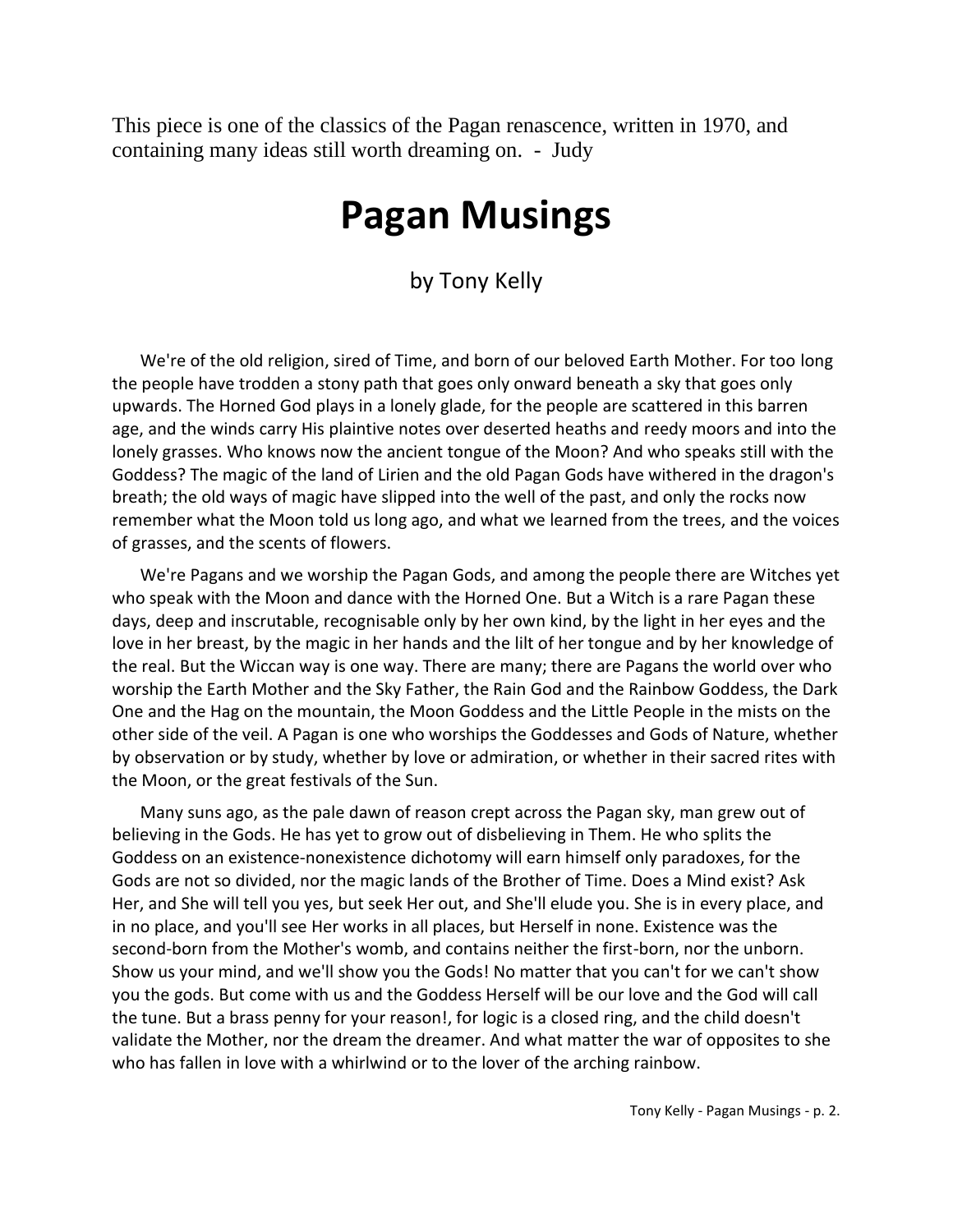This piece is one of the classics of the Pagan renascence, written in 1970, and containing many ideas still worth dreaming on. - Judy

# Pagan Musings

by Tony Kelly

We're of the old religion, sired of Time, and born of our beloved Earth Mother. For too long the people have trodden a stony path that goes only onward beneath a sky that goes only upwards. The Horned God plays in a lonely glade, for the people are scattered in this barren age, and the winds carry His plaintive notes over deserted heaths and reedy moors and into the lonely grasses. Who knows now the ancient tongue of the Moon? And who speaks still with the Goddess? The magic of the land of Lirien and the old Pagan Gods have withered in the dragon's breath; the old ways of magic have slipped into the well of the past, and only the rocks now remember what the Moon told us long ago, and what we learned from the trees, and the voices of grasses, and the scents of flowers.

We're Pagans and we worship the Pagan Gods, and among the people there are Witches yet who speak with the Moon and dance with the Horned One. But a Witch is a rare Pagan these days, deep and inscrutable, recognisable only by her own kind, by the light in her eyes and the love in her breast, by the magic in her hands and the lilt of her tongue and by her knowledge of the real. But the Wiccan way is one way. There are many; there are Pagans the world over who worship the Earth Mother and the Sky Father, the Rain God and the Rainbow Goddess, the Dark One and the Hag on the mountain, the Moon Goddess and the Little People in the mists on the other side of the veil. A Pagan is one who worships the Goddesses and Gods of Nature, whether by observation or by study, whether by love or admiration, or whether in their sacred rites with the Moon, or the great festivals of the Sun.

Many suns ago, as the pale dawn of reason crept across the Pagan sky, man grew out of believing in the Gods. He has yet to grow out of disbelieving in Them. He who splits the Goddess on an existence-nonexistence dichotomy will earn himself only paradoxes, for the Gods are not so divided, nor the magic lands of the Brother of Time. Does a Mind exist? Ask Her, and She will tell you yes, but seek Her out, and She'll elude you. She is in every place, and in no place, and you'll see Her works in all places, but Herself in none. Existence was the second-born from the Mother's womb, and contains neither the first-born, nor the unborn. Show us your mind, and we'll show you the Gods! No matter that you can't for we can't show you the gods. But come with us and the Goddess Herself will be our love and the God will call the tune. But a brass penny for your reason!, for logic is a closed ring, and the child doesn't validate the Mother, nor the dream the dreamer. And what matter the war of opposites to she who has fallen in love with a whirlwind or to the lover of the arching rainbow.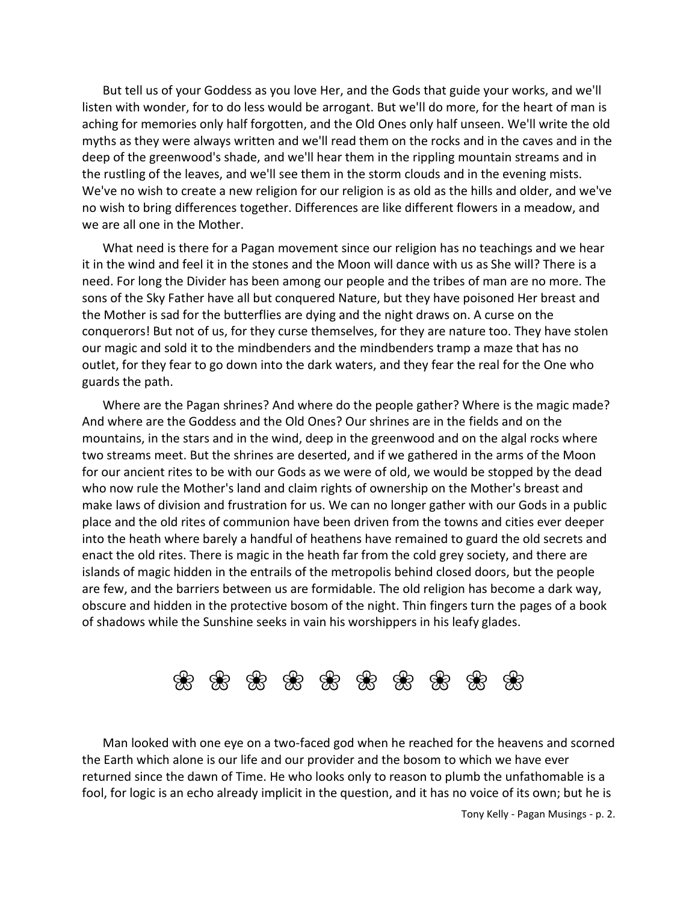But tell us of your Goddess as you love Her, and the Gods that guide your works, and we'll listen with wonder, for to do less would be arrogant. But we'll do more, for the heart of man is aching for memories only half forgotten, and the Old Ones only half unseen. We'll write the old myths as they were always written and we'll read them on the rocks and in the caves and in the deep of the greenwood's shade, and we'll hear them in the rippling mountain streams and in the rustling of the leaves, and we'll see them in the storm clouds and in the evening mists. We've no wish to create a new religion for our religion is as old as the hills and older, and we've no wish to bring differences together. Differences are like different flowers in a meadow, and we are all one in the Mother.

What need is there for a Pagan movement since our religion has no teachings and we hear it in the wind and feel it in the stones and the Moon will dance with us as She will? There is a need. For long the Divider has been among our people and the tribes of man are no more. The sons of the Sky Father have all but conquered Nature, but they have poisoned Her breast and the Mother is sad for the butterflies are dying and the night draws on. A curse on the conquerors! But not of us, for they curse themselves, for they are nature too. They have stolen our magic and sold it to the mindbenders and the mindbenders tramp a maze that has no outlet, for they fear to go down into the dark waters, and they fear the real for the One who guards the path.

Where are the Pagan shrines? And where do the people gather? Where is the magic made? And where are the Goddess and the Old Ones? Our shrines are in the fields and on the mountains, in the stars and in the wind, deep in the greenwood and on the algal rocks where two streams meet. But the shrines are deserted, and if we gathered in the arms of the Moon for our ancient rites to be with our Gods as we were of old, we would be stopped by the dead who now rule the Mother's land and claim rights of ownership on the Mother's breast and make laws of division and frustration for us. We can no longer gather with our Gods in a public place and the old rites of communion have been driven from the towns and cities ever deeper into the heath where barely a handful of heathens have remained to guard the old secrets and enact the old rites. There is magic in the heath far from the cold grey society, and there are islands of magic hidden in the entrails of the metropolis behind closed doors, but the people are few, and the barriers between us are formidable. The old religion has become a dark way, obscure and hidden in the protective bosom of the night. Thin fingers turn the pages of a book of shadows while the Sunshine seeks in vain his worshippers in his leafy glades.

❀ ❀ ❀ ❀ ❀ ❀ ❀ ❀ ❀ ❀

Man looked with one eye on a two-faced god when he reached for the heavens and scorned the Earth which alone is our life and our provider and the bosom to which we have ever returned since the dawn of Time. He who looks only to reason to plumb the unfathomable is a fool, for logic is an echo already implicit in the question, and it has no voice of its own; but he is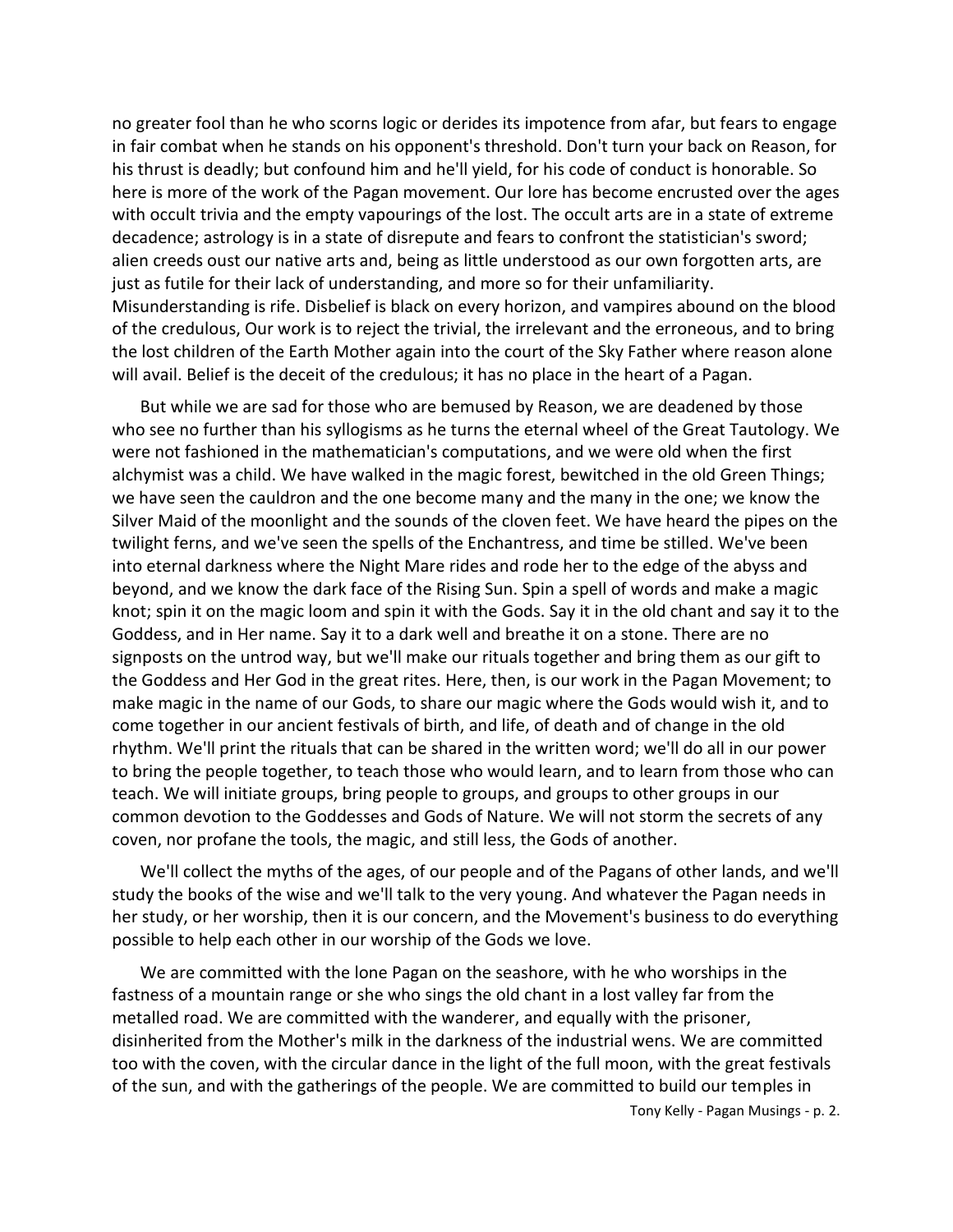no greater fool than he who scorns logic or derides its impotence from afar, but fears to engage in fair combat when he stands on his opponent's threshold. Don't turn your back on Reason, for his thrust is deadly; but confound him and he'll yield, for his code of conduct is honorable. So here is more of the work of the Pagan movement. Our lore has become encrusted over the ages with occult trivia and the empty vapourings of the lost. The occult arts are in a state of extreme decadence; astrology is in a state of disrepute and fears to confront the statistician's sword; alien creeds oust our native arts and, being as little understood as our own forgotten arts, are just as futile for their lack of understanding, and more so for their unfamiliarity. Misunderstanding is rife. Disbelief is black on every horizon, and vampires abound on the blood of the credulous, Our work is to reject the trivial, the irrelevant and the erroneous, and to bring the lost children of the Earth Mother again into the court of the Sky Father where reason alone will avail. Belief is the deceit of the credulous; it has no place in the heart of a Pagan.

But while we are sad for those who are bemused by Reason, we are deadened by those who see no further than his syllogisms as he turns the eternal wheel of the Great Tautology. We were not fashioned in the mathematician's computations, and we were old when the first alchymist was a child. We have walked in the magic forest, bewitched in the old Green Things; we have seen the cauldron and the one become many and the many in the one; we know the Silver Maid of the moonlight and the sounds of the cloven feet. We have heard the pipes on the twilight ferns, and we've seen the spells of the Enchantress, and time be stilled. We've been into eternal darkness where the Night Mare rides and rode her to the edge of the abyss and beyond, and we know the dark face of the Rising Sun. Spin a spell of words and make a magic knot; spin it on the magic loom and spin it with the Gods. Say it in the old chant and say it to the Goddess, and in Her name. Say it to a dark well and breathe it on a stone. There are no signposts on the untrod way, but we'll make our rituals together and bring them as our gift to the Goddess and Her God in the great rites. Here, then, is our work in the Pagan Movement; to make magic in the name of our Gods, to share our magic where the Gods would wish it, and to come together in our ancient festivals of birth, and life, of death and of change in the old rhythm. We'll print the rituals that can be shared in the written word; we'll do all in our power to bring the people together, to teach those who would learn, and to learn from those who can teach. We will initiate groups, bring people to groups, and groups to other groups in our common devotion to the Goddesses and Gods of Nature. We will not storm the secrets of any coven, nor profane the tools, the magic, and still less, the Gods of another.

We'll collect the myths of the ages, of our people and of the Pagans of other lands, and we'll study the books of the wise and we'll talk to the very young. And whatever the Pagan needs in her study, or her worship, then it is our concern, and the Movement's business to do everything possible to help each other in our worship of the Gods we love.

We are committed with the lone Pagan on the seashore, with he who worships in the fastness of a mountain range or she who sings the old chant in a lost valley far from the metalled road. We are committed with the wanderer, and equally with the prisoner, disinherited from the Mother's milk in the darkness of the industrial wens. We are committed too with the coven, with the circular dance in the light of the full moon, with the great festivals of the sun, and with the gatherings of the people. We are committed to build our temples in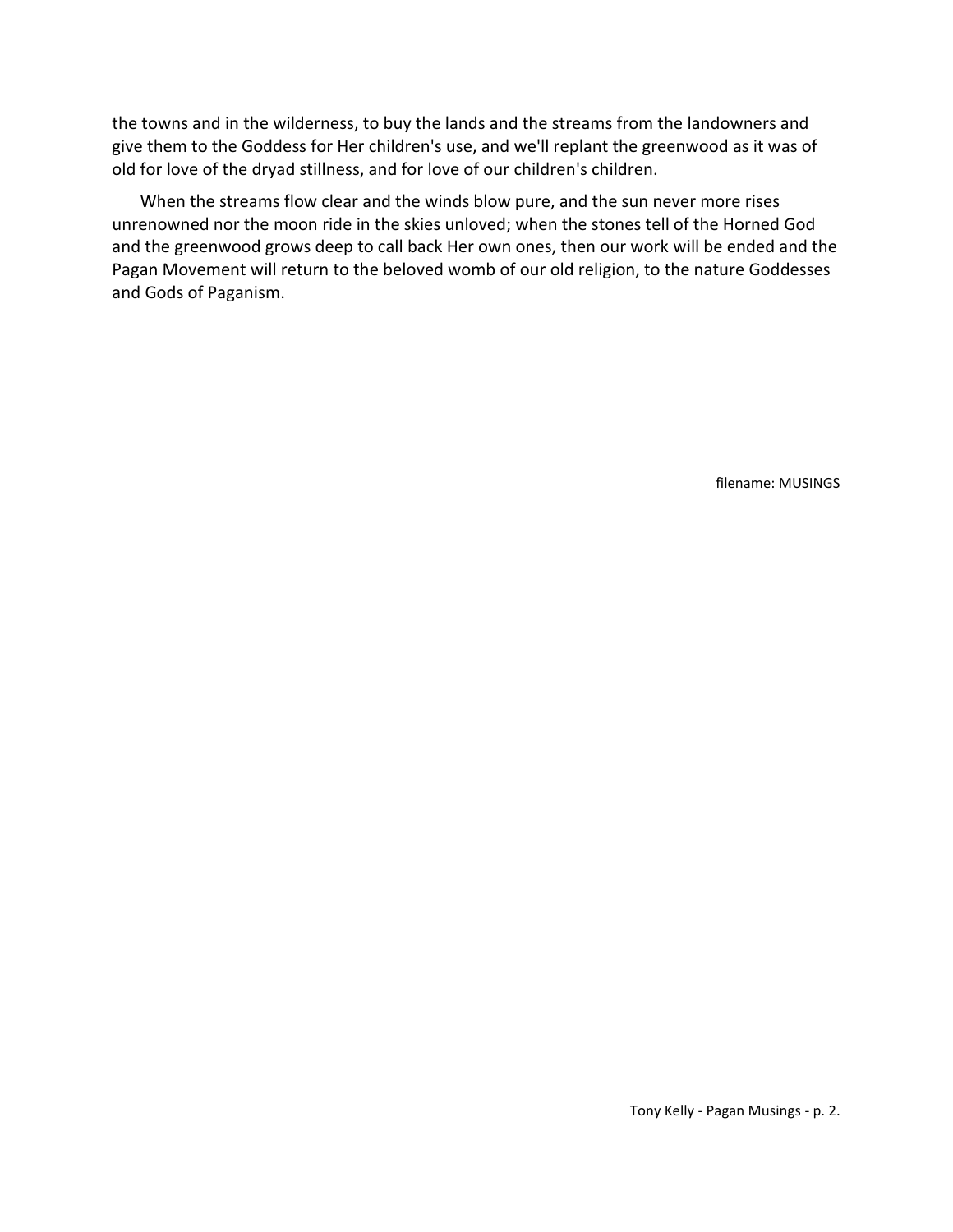the towns and in the wilderness, to buy the lands and the streams from the landowners and give them to the Goddess for Her children's use, and we'll replant the greenwood as it was of old for love of the dryad stillness, and for love of our children's children.

When the streams flow clear and the winds blow pure, and the sun never more rises unrenowned nor the moon ride in the skies unloved; when the stones tell of the Horned God and the greenwood grows deep to call back Her own ones, then our work will be ended and the Pagan Movement will return to the beloved womb of our old religion, to the nature Goddesses and Gods of Paganism.

filename: MUSINGS